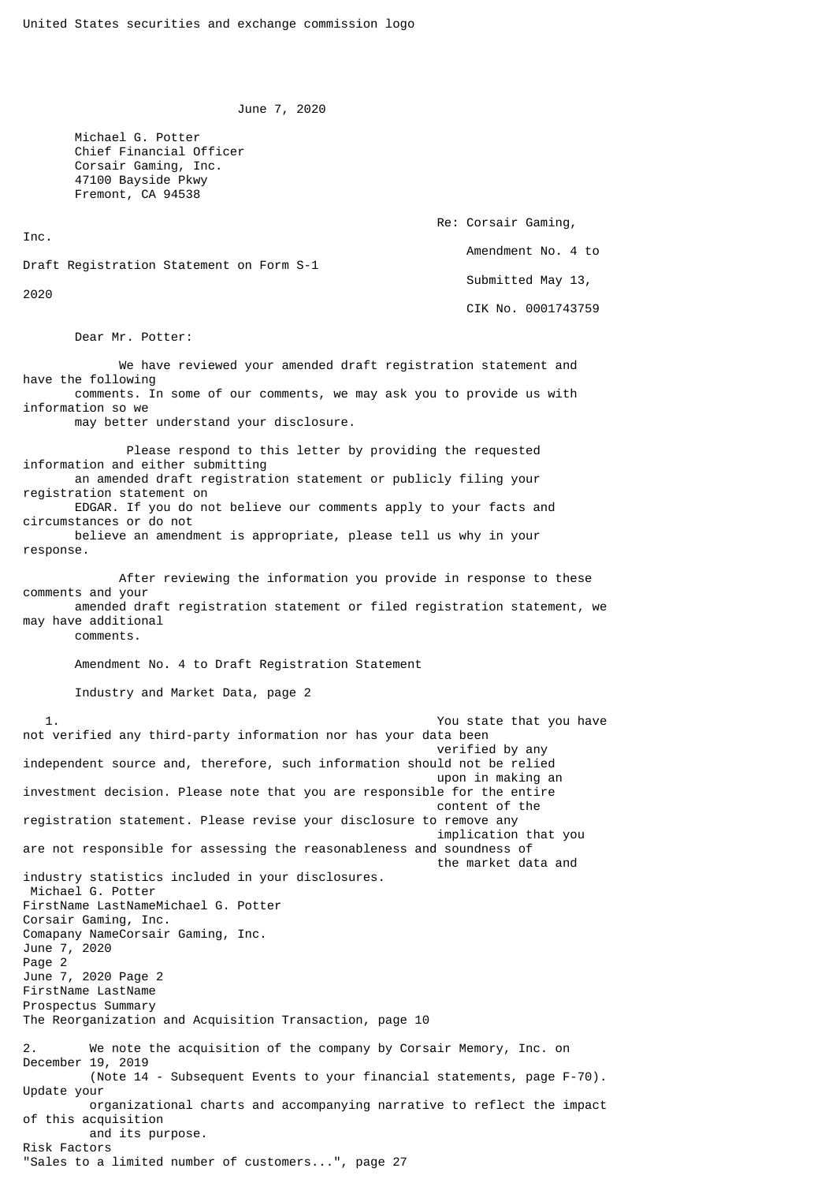United States securities and exchange commission logo

June 7, 2020

Michael G. Potter
Chief Financial Officer
Corsair Gaming, Inc.
47100 Bayside Pkwy
Fremont, CA 94538

Re: Corsair Gaming, Inc.
Amendment No. 4 to Draft Registration Statement on Form S-1
Submitted May 13, 2020
CIK No. 0001743759

Dear Mr. Potter:

We have reviewed your amended draft registration statement and have the following comments. In some of our comments, we may ask you to provide us with information so we may better understand your disclosure.

Please respond to this letter by providing the requested information and either submitting an amended draft registration statement or publicly filing your registration statement on EDGAR. If you do not believe our comments apply to your facts and circumstances or do not believe an amendment is appropriate, please tell us why in your response.

After reviewing the information you provide in response to these comments and your amended draft registration statement or filed registration statement, we may have additional comments.

Amendment No. 4 to Draft Registration Statement

Industry and Market Data, page 2

1. You state that you have not verified any third-party information nor has your data been verified by any independent source and, therefore, such information should not be relied upon in making an investment decision. Please note that you are responsible for the entire content of the registration statement. Please revise your disclosure to remove any implication that you are not responsible for assessing the reasonableness and soundness of the market data and industry statistics included in your disclosures.

Prospectus Summary
The Reorganization and Acquisition Transaction, page 10

2. We note the acquisition of the company by Corsair Memory, Inc. on December 19, 2019 (Note 14 - Subsequent Events to your financial statements, page F-70). Update your organizational charts and accompanying narrative to reflect the impact of this acquisition and its purpose.

Risk Factors
"Sales to a limited number of customers...", page 27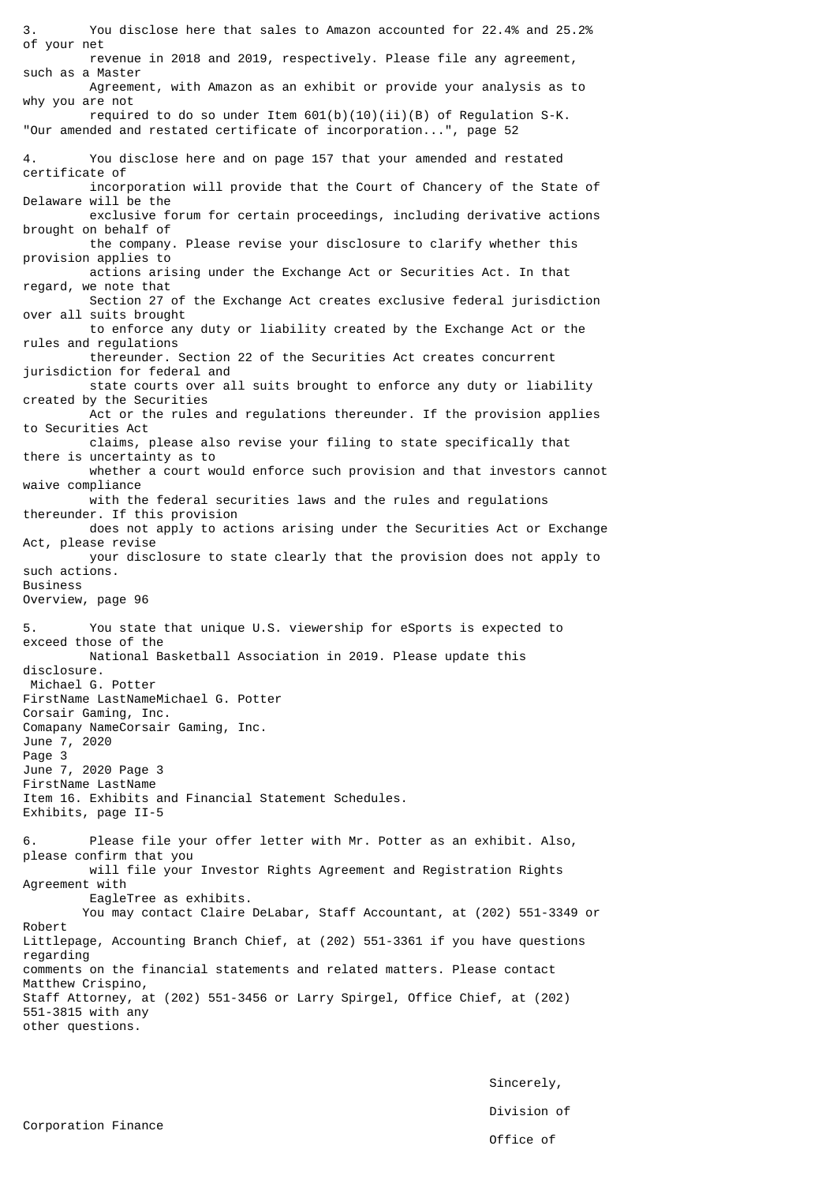3. You disclose here that sales to Amazon accounted for 22.4% and 25.2% of your net revenue in 2018 and 2019, respectively. Please file any agreement, such as a Master Agreement, with Amazon as an exhibit or provide your analysis as to why you are not required to do so under Item 601(b)(10)(ii)(B) of Regulation S-K.

"Our amended and restated certificate of incorporation...", page 52

4. You disclose here and on page 157 that your amended and restated certificate of incorporation will provide that the Court of Chancery of the State of Delaware will be the exclusive forum for certain proceedings, including derivative actions brought on behalf of the company. Please revise your disclosure to clarify whether this provision applies to actions arising under the Exchange Act or Securities Act. In that regard, we note that Section 27 of the Exchange Act creates exclusive federal jurisdiction over all suits brought to enforce any duty or liability created by the Exchange Act or the rules and regulations thereunder. Section 22 of the Securities Act creates concurrent jurisdiction for federal and state courts over all suits brought to enforce any duty or liability created by the Securities Act or the rules and regulations thereunder. If the provision applies to Securities Act claims, please also revise your filing to state specifically that there is uncertainty as to whether a court would enforce such provision and that investors cannot waive compliance with the federal securities laws and the rules and regulations thereunder. If this provision does not apply to actions arising under the Securities Act or Exchange Act, please revise your disclosure to state clearly that the provision does not apply to such actions.

Business

Overview, page 96

5. You state that unique U.S. viewership for eSports is expected to exceed those of the National Basketball Association in 2019. Please update this disclosure.

Item 16. Exhibits and Financial Statement Schedules.

Exhibits, page II-5

6. Please file your offer letter with Mr. Potter as an exhibit. Also, please confirm that you will file your Investor Rights Agreement and Registration Rights Agreement with EagleTree as exhibits.

You may contact Claire DeLabar, Staff Accountant, at (202) 551-3349 or Robert Littlepage, Accounting Branch Chief, at (202) 551-3361 if you have questions regarding comments on the financial statements and related matters. Please contact Matthew Crispino, Staff Attorney, at (202) 551-3456 or Larry Spirgel, Office Chief, at (202) 551-3815 with any other questions.

Sincerely,

Division of Corporation Finance

Office of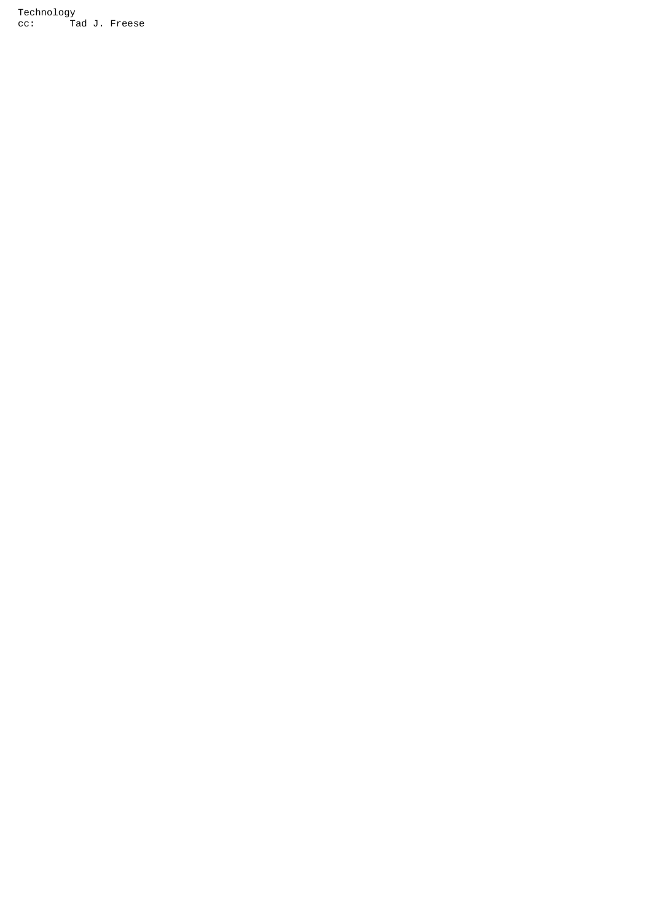Technology
cc:      Tad J. Freese